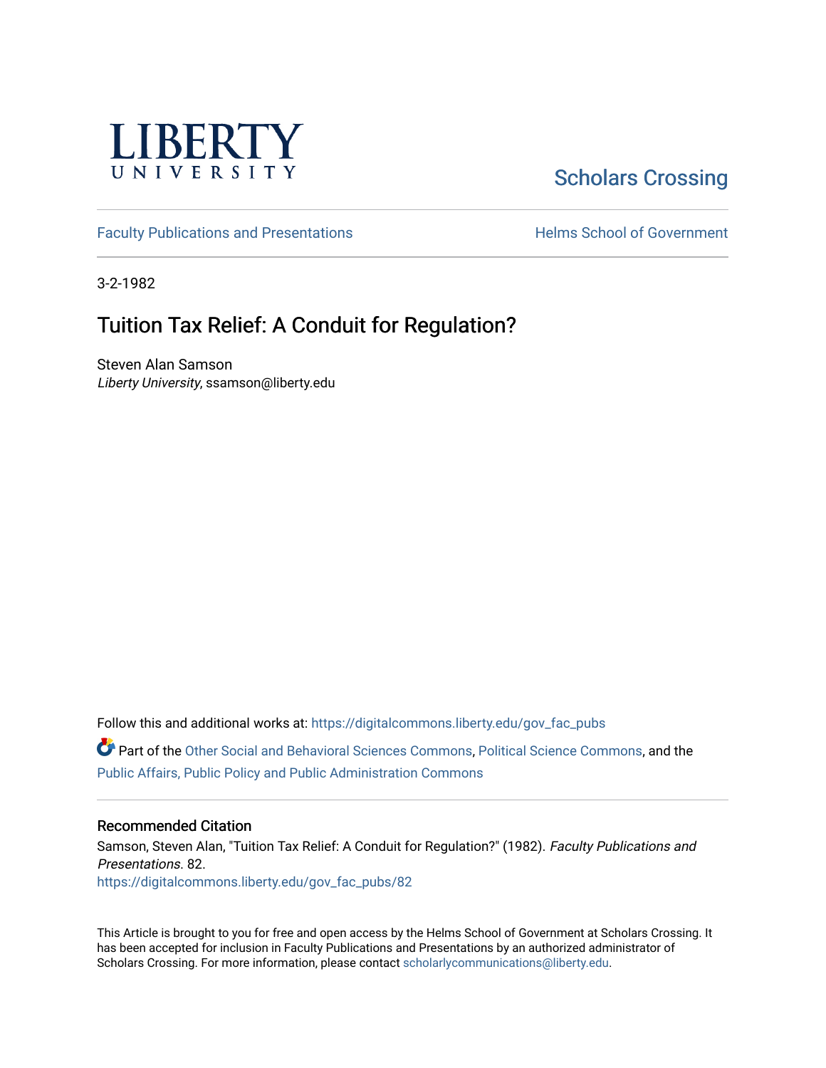LIBERTY UNIVERSITY

Scholars Crossing

Faculty Publications and Presentations

Helms School of Government

3-2-1982

# Tuition Tax Relief: A Conduit for Regulation?

Steven Alan Samson
*Liberty University*, ssamson@liberty.edu

Follow this and additional works at: https://digitalcommons.liberty.edu/gov_fac_pubs

Part of the Other Social and Behavioral Sciences Commons, Political Science Commons, and the Public Affairs, Public Policy and Public Administration Commons

## Recommended Citation

Samson, Steven Alan, "Tuition Tax Relief: A Conduit for Regulation?" (1982). *Faculty Publications and Presentations*. 82.
https://digitalcommons.liberty.edu/gov_fac_pubs/82

This Article is brought to you for free and open access by the Helms School of Government at Scholars Crossing. It has been accepted for inclusion in Faculty Publications and Presentations by an authorized administrator of Scholars Crossing. For more information, please contact scholarlycommunications@liberty.edu.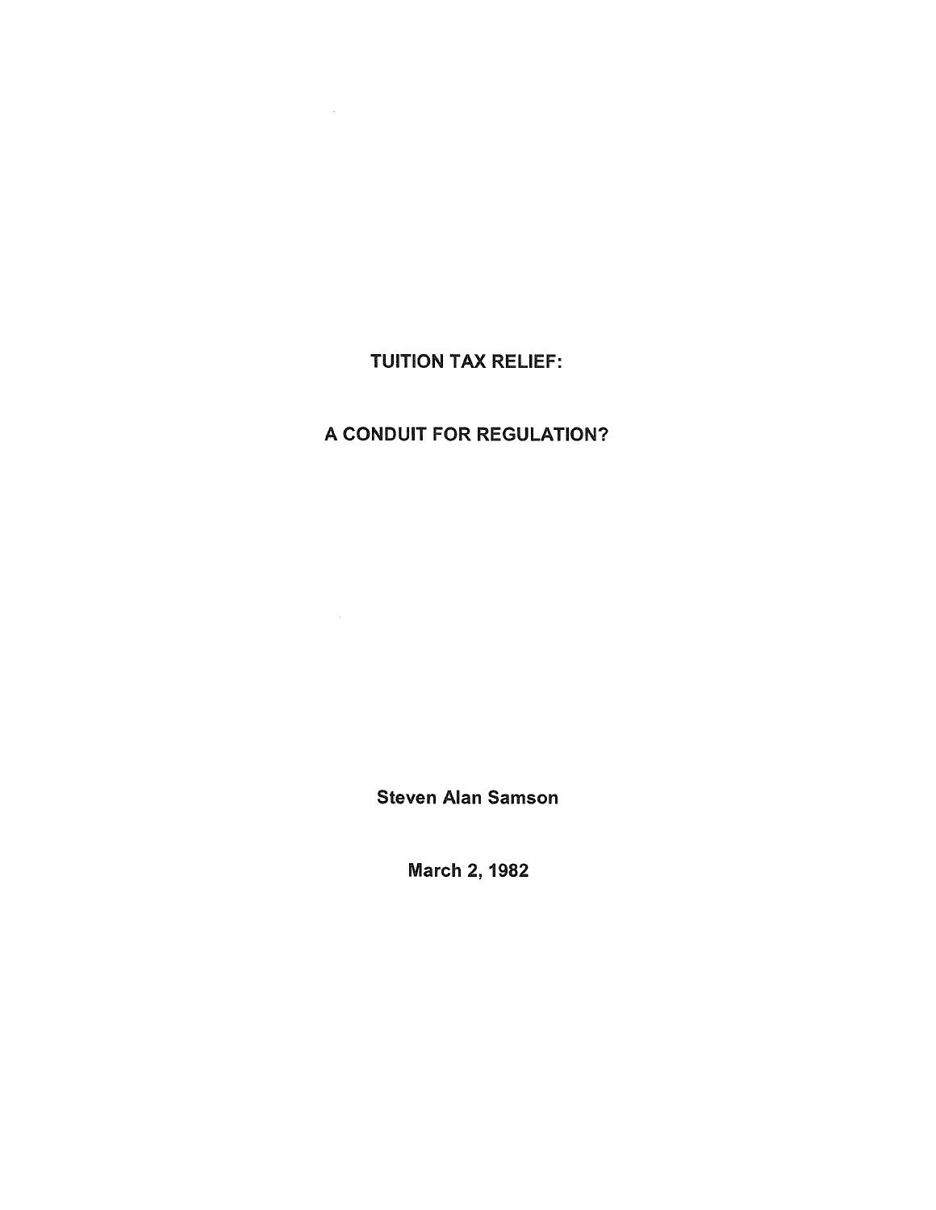# TUITION TAX RELIEF:

# A CONDUIT FOR REGULATION?

**Steven Alan Samson**

**March 2, 1982**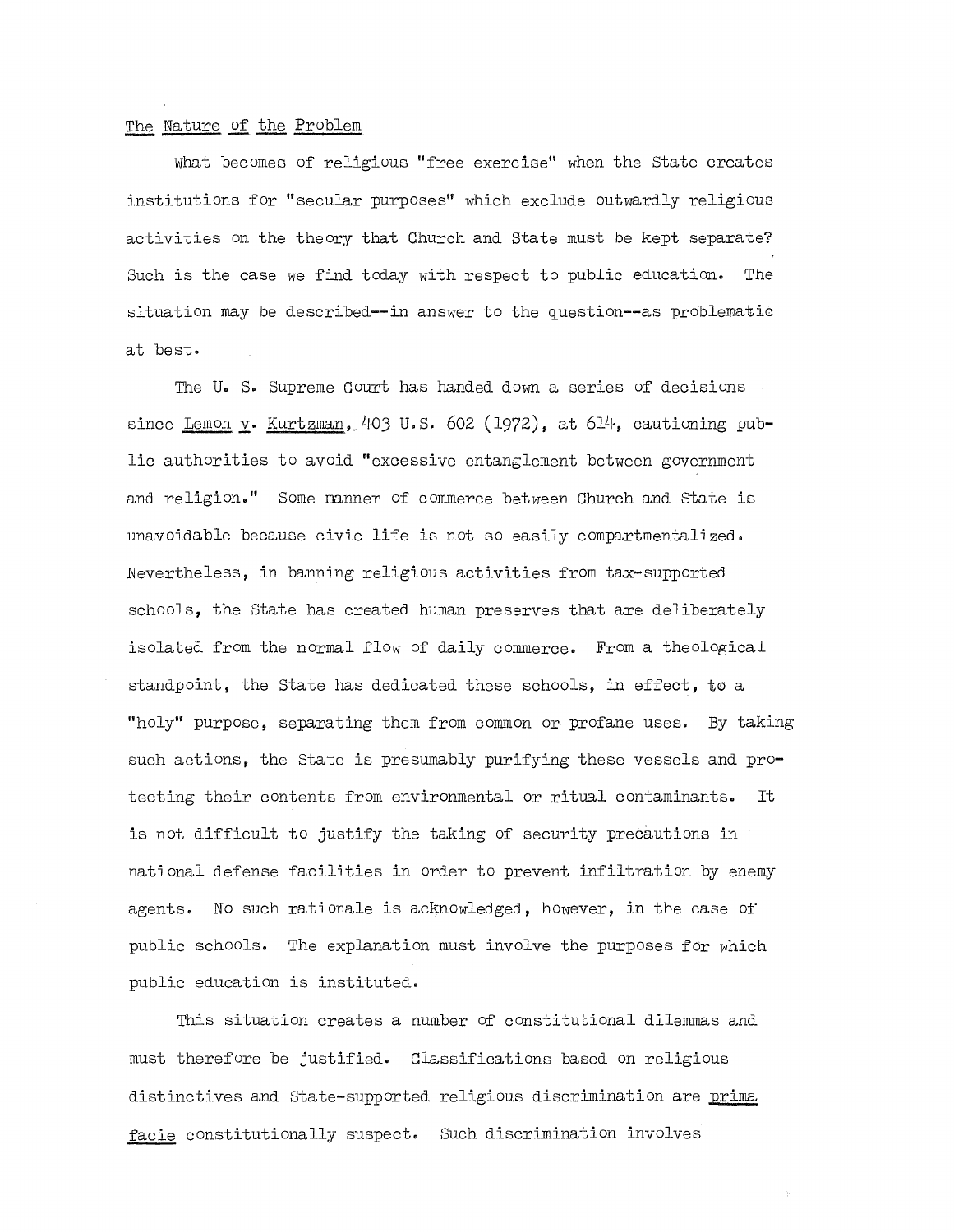## The Nature of the Problem

What becomes of religious "free exercise" when the State creates institutions for "secular purposes" which exclude outwardly religious activities on the theory that Church and State must be kept separate? Such is the case we find today with respect to public education. The situation may be described--in answer to the question--as problematic at best.

The U. S. Supreme Court has handed down a series of decisions since Lemon v. Kurtzman, 403 U.S. 602 (1972), at 614, cautioning public authorities to avoid "excessive entanglement between government and religion." Some manner of commerce between Church and State is unavoidable because civic life is not so easily compartmentalized. Nevertheless, in banning religious activities from tax-supported schools, the State has created human preserves that are deliberately isolated from the normal flow of daily commerce. From a theological standpoint, the State has dedicated these schools, in effect, to a "holy" purpose, separating them from common or profane uses. By taking such actions, the State is presumably purifying these vessels and protecting their contents from environmental or ritual contaminants. It is not difficult to justify the taking of security precautions in national defense facilities in order to prevent infiltration by enemy agents. No such rationale is acknowledged, however, in the case of public schools. The explanation must involve the purposes for which public education is instituted.

This situation creates a number of constitutional dilemmas and must therefore be justified. Classifications based on religious distinctives and State-supported religious discrimination are *prima facie* constitutionally suspect. Such discrimination involves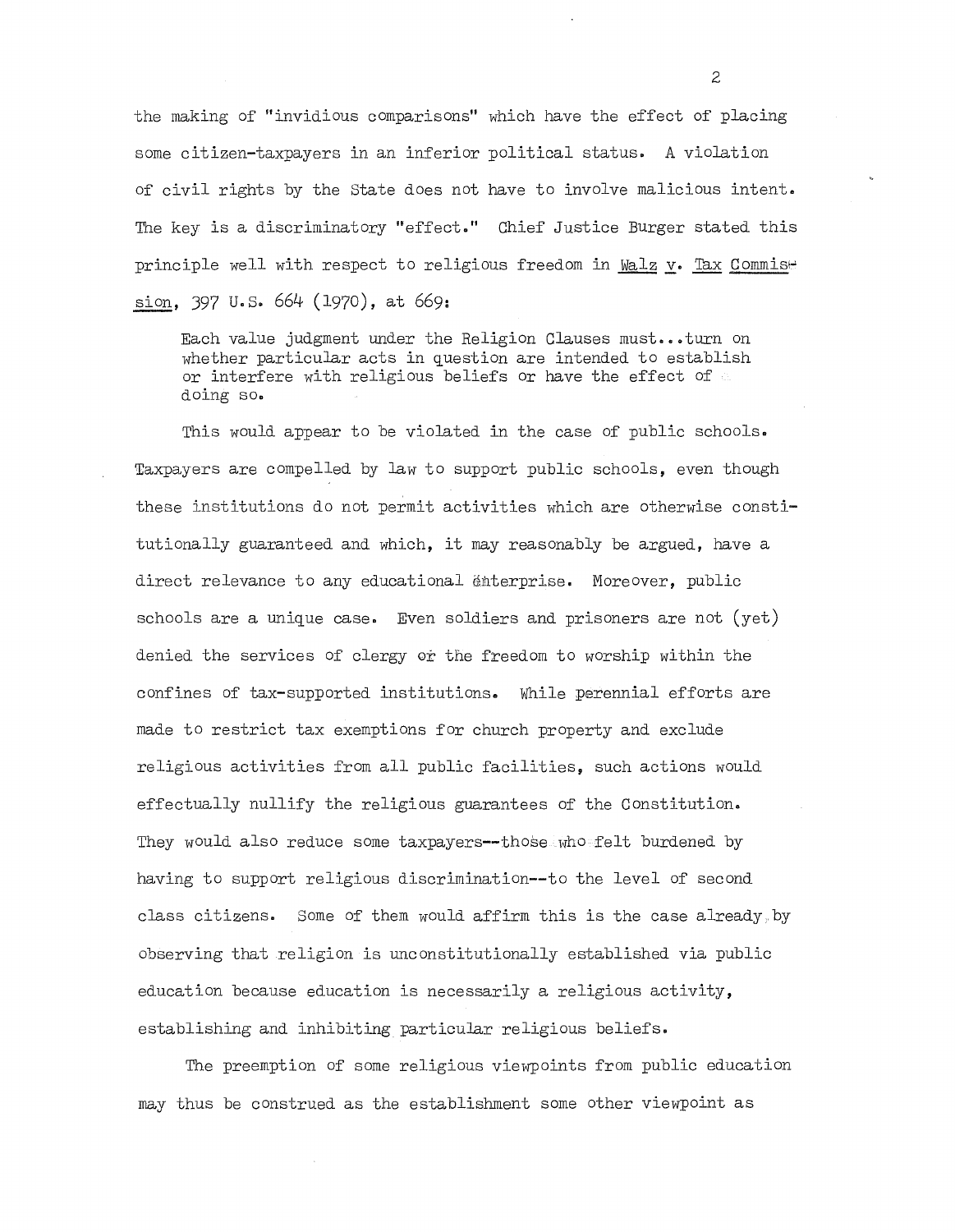the making of "invidious comparisons" which have the effect of placing some citizen-taxpayers in an inferior political status. A violation of civil rights by the State does not have to involve malicious intent. The key is a discriminatory "effect." Chief Justice Burger stated this principle well with respect to religious freedom in _Walz v. Tax Commission_, 397 U.S. 664 (1970), at 669:

> Each value judgment under the Religion Clauses must...turn on whether particular acts in question are intended to establish or interfere with religious beliefs or have the effect of doing so.

This would appear to be violated in the case of public schools. Taxpayers are compelled by law to support public schools, even though these institutions do not permit activities which are otherwise constitutionally guaranteed and which, it may reasonably be argued, have a direct relevance to any educational enterprise. Moreover, public schools are a unique case. Even soldiers and prisoners are not (yet) denied the services of clergy or the freedom to worship within the confines of tax-supported institutions. While perennial efforts are made to restrict tax exemptions for church property and exclude religious activities from all public facilities, such actions would effectually nullify the religious guarantees of the Constitution. They would also reduce some taxpayers--those who felt burdened by having to support religious discrimination--to the level of second class citizens. Some of them would affirm this is the case already by observing that religion is unconstitutionally established via public education because education is necessarily a religious activity, establishing and inhibiting particular religious beliefs.

The preemption of some religious viewpoints from public education may thus be construed as the establishment some other viewpoint as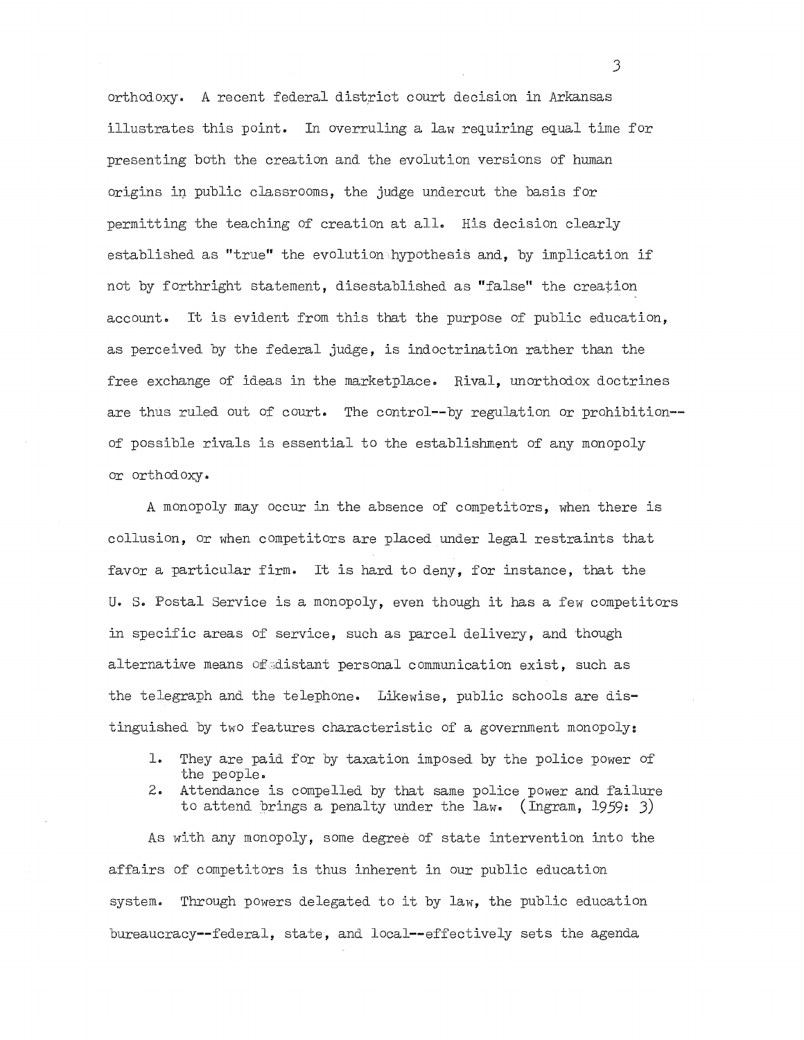orthodoxy. A recent federal district court decision in Arkansas illustrates this point. In overruling a law requiring equal time for presenting both the creation and the evolution versions of human origins in public classrooms, the judge undercut the basis for permitting the teaching of creation at all. His decision clearly established as "true" the evolution hypothesis and, by implication if not by forthright statement, disestablished as "false" the creation account. It is evident from this that the purpose of public education, as perceived by the federal judge, is indoctrination rather than the free exchange of ideas in the marketplace. Rival, unorthodox doctrines are thus ruled out of court. The control--by regulation or prohibition--of possible rivals is essential to the establishment of any monopoly or orthodoxy.

A monopoly may occur in the absence of competitors, when there is collusion, or when competitors are placed under legal restraints that favor a particular firm. It is hard to deny, for instance, that the U. S. Postal Service is a monopoly, even though it has a few competitors in specific areas of service, such as parcel delivery, and though alternative means of distant personal communication exist, such as the telegraph and the telephone. Likewise, public schools are distinguished by two features characteristic of a government monopoly:

1. They are paid for by taxation imposed by the police power of the people.
2. Attendance is compelled by that same police power and failure to attend brings a penalty under the law. (Ingram, 1959: 3)

As with any monopoly, some degree of state intervention into the affairs of competitors is thus inherent in our public education system. Through powers delegated to it by law, the public education bureaucracy--federal, state, and local--effectively sets the agenda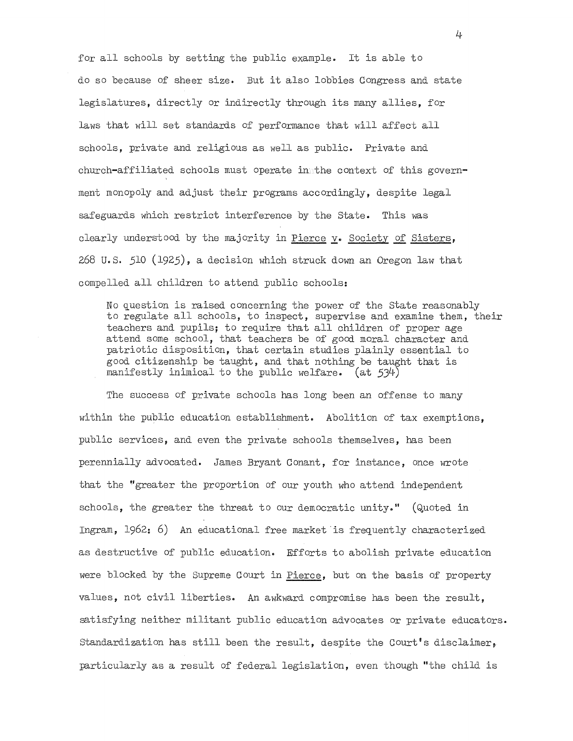for all schools by setting the public example. It is able to do so because of sheer size. But it also lobbies Congress and state legislatures, directly or indirectly through its many allies, for laws that will set standards of performance that will affect all schools, private and religious as well as public. Private and church-affiliated schools must operate in the context of this government monopoly and adjust their programs accordingly, despite legal safeguards which restrict interference by the State. This was clearly understood by the majority in Pierce v. Society of Sisters, 268 U.S. 510 (1925), a decision which struck down an Oregon law that compelled all children to attend public schools:

> No question is raised concerning the power of the State reasonably to regulate all schools, to inspect, supervise and examine them, their teachers and pupils; to require that all children of proper age attend some school, that teachers be of good moral character and patriotic disposition, that certain studies plainly essential to good citizenship be taught, and that nothing be taught that is manifestly inimical to the public welfare. (at 534)

The success of private schools has long been an offense to many within the public education establishment. Abolition of tax exemptions, public services, and even the private schools themselves, has been perennially advocated. James Bryant Conant, for instance, once wrote that the "greater the proportion of our youth who attend independent schools, the greater the threat to our democratic unity." (Quoted in Ingram, 1962: 6) An educational free market is frequently characterized as destructive of public education. Efforts to abolish private education were blocked by the Supreme Court in Pierce, but on the basis of property values, not civil liberties. An awkward compromise has been the result, satisfying neither militant public education advocates or private educators. Standardization has still been the result, despite the Court's disclaimer, particularly as a result of federal legislation, even though "the child is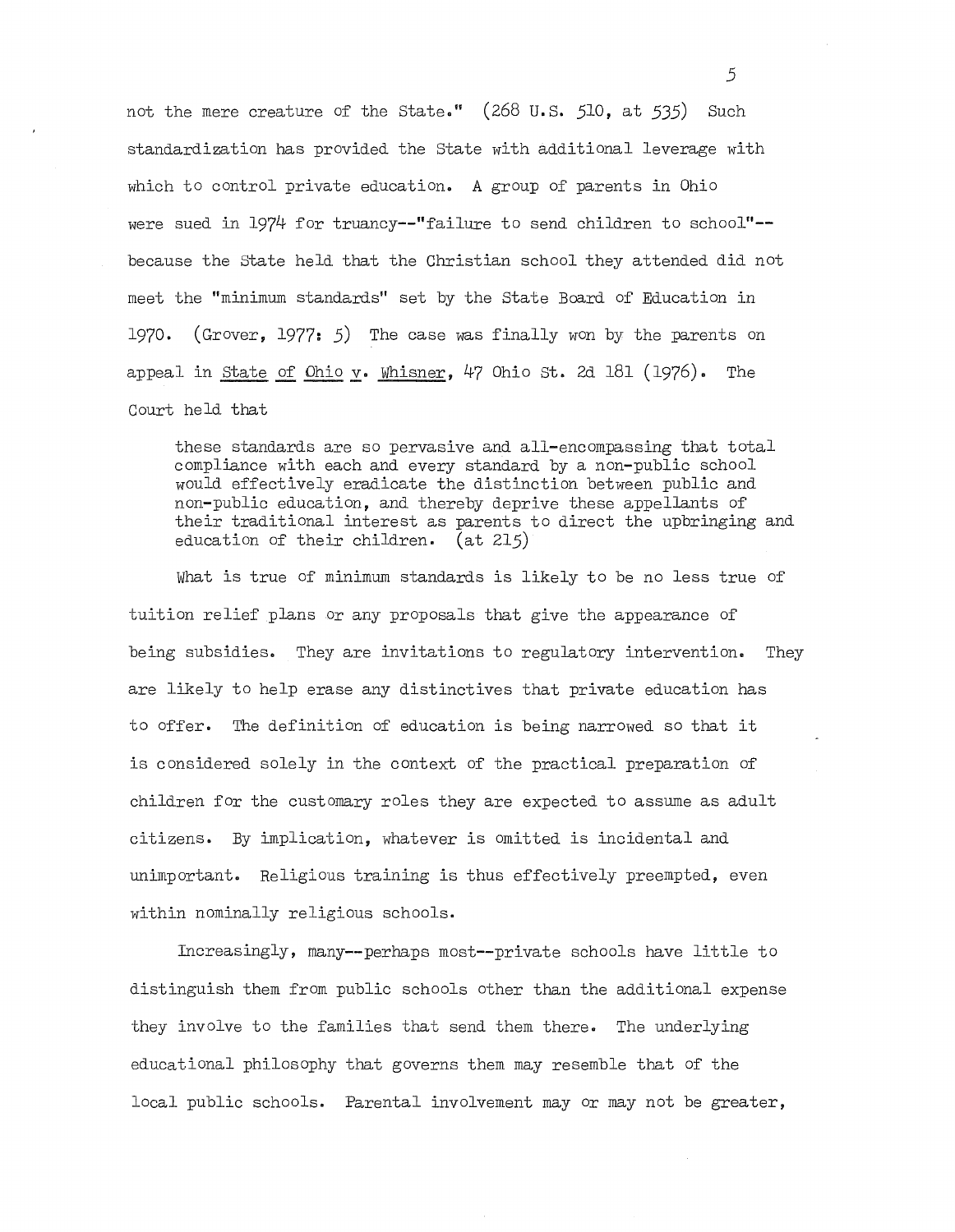not the mere creature of the State." (268 U.S. 510, at 535) Such standardization has provided the State with additional leverage with which to control private education. A group of parents in Ohio were sued in 1974 for truancy--"failure to send children to school"--because the State held that the Christian school they attended did not meet the "minimum standards" set by the State Board of Education in 1970. (Grover, 1977: 5) The case was finally won by the parents on appeal in State of Ohio v. Whisner, 47 Ohio St. 2d 181 (1976). The Court held that

> these standards are so pervasive and all-encompassing that total compliance with each and every standard by a non-public school would effectively eradicate the distinction between public and non-public education, and thereby deprive these appellants of their traditional interest as parents to direct the upbringing and education of their children. (at 215)

What is true of minimum standards is likely to be no less true of tuition relief plans or any proposals that give the appearance of being subsidies. They are invitations to regulatory intervention. They are likely to help erase any distinctives that private education has to offer. The definition of education is being narrowed so that it is considered solely in the context of the practical preparation of children for the customary roles they are expected to assume as adult citizens. By implication, whatever is omitted is incidental and unimportant. Religious training is thus effectively preempted, even within nominally religious schools.

Increasingly, many--perhaps most--private schools have little to distinguish them from public schools other than the additional expense they involve to the families that send them there. The underlying educational philosophy that governs them may resemble that of the local public schools. Parental involvement may or may not be greater,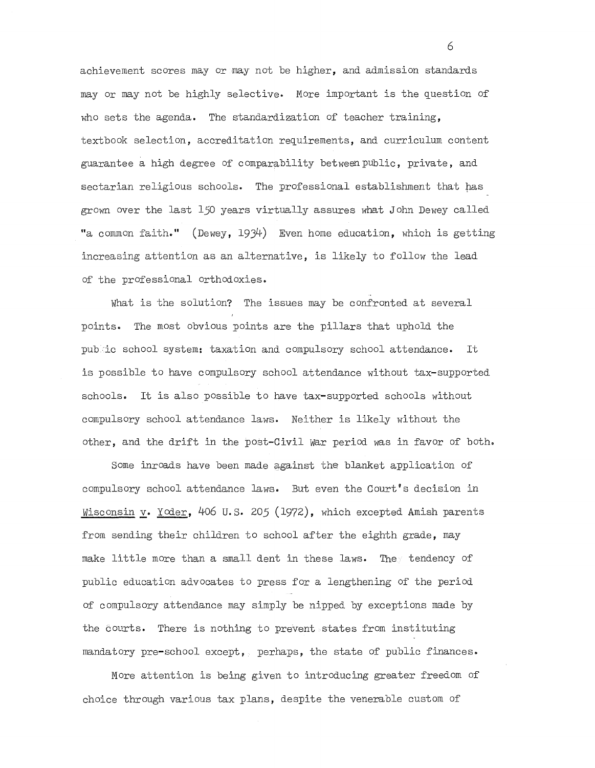achievement scores may or may not be higher, and admission standards may or may not be highly selective. More important is the question of who sets the agenda. The standardization of teacher training, textbook selection, accreditation requirements, and curriculum content guarantee a high degree of comparability between public, private, and sectarian religious schools. The professional establishment that has grown over the last 150 years virtually assures what John Dewey called "a common faith." (Dewey, 1934) Even home education, which is getting increasing attention as an alternative, is likely to follow the lead of the professional orthodoxies.

What is the solution? The issues may be confronted at several points. The most obvious points are the pillars that uphold the public school system: taxation and compulsory school attendance. It is possible to have compulsory school attendance without tax-supported schools. It is also possible to have tax-supported schools without compulsory school attendance laws. Neither is likely without the other, and the drift in the post-Civil War period was in favor of both.

Some inroads have been made against the blanket application of compulsory school attendance laws. But even the Court's decision in <u>Wisconsin v. Yoder</u>, 406 U.S. 205 (1972), which excepted Amish parents from sending their children to school after the eighth grade, may make little more than a small dent in these laws. The tendency of public education advocates to press for a lengthening of the period of compulsory attendance may simply be nipped by exceptions made by the courts. There is nothing to prevent states from instituting mandatory pre-school except, perhaps, the state of public finances.

More attention is being given to introducing greater freedom of choice through various tax plans, despite the venerable custom of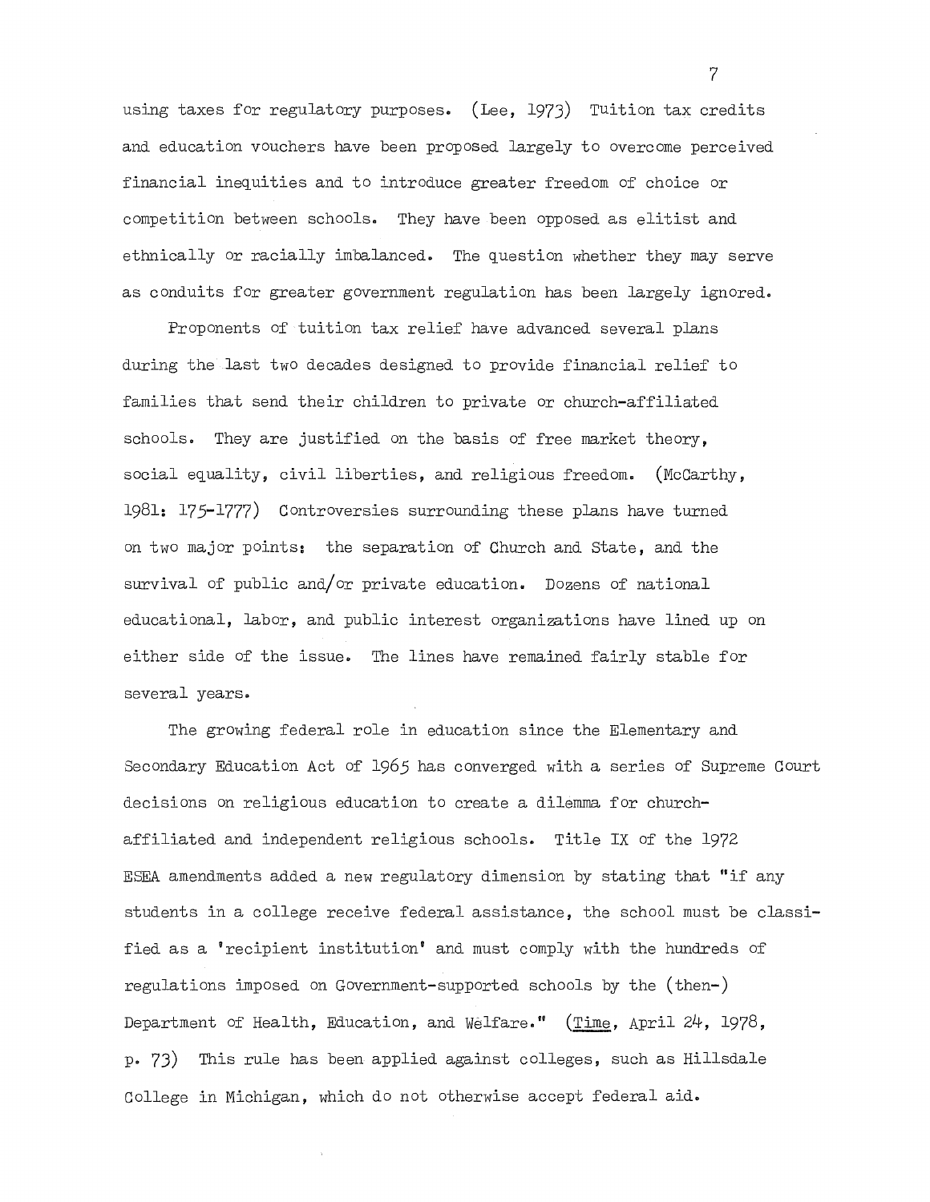using taxes for regulatory purposes. (Lee, 1973) Tuition tax credits and education vouchers have been proposed largely to overcome perceived financial inequities and to introduce greater freedom of choice or competition between schools. They have been opposed as elitist and ethnically or racially imbalanced. The question whether they may serve as conduits for greater government regulation has been largely ignored.

Proponents of tuition tax relief have advanced several plans during the last two decades designed to provide financial relief to families that send their children to private or church-affiliated schools. They are justified on the basis of free market theory, social equality, civil liberties, and religious freedom. (McCarthy, 1981: 175-1777) Controversies surrounding these plans have turned on two major points: the separation of Church and State, and the survival of public and/or private education. Dozens of national educational, labor, and public interest organizations have lined up on either side of the issue. The lines have remained fairly stable for several years.

The growing federal role in education since the Elementary and Secondary Education Act of 1965 has converged with a series of Supreme Court decisions on religious education to create a dilemma for church-affiliated and independent religious schools. Title IX of the 1972 ESEA amendments added a new regulatory dimension by stating that "if any students in a college receive federal assistance, the school must be classified as a 'recipient institution' and must comply with the hundreds of regulations imposed on Government-supported schools by the (then-) Department of Health, Education, and Welfare." (Time, April 24, 1978, p. 73) This rule has been applied against colleges, such as Hillsdale College in Michigan, which do not otherwise accept federal aid.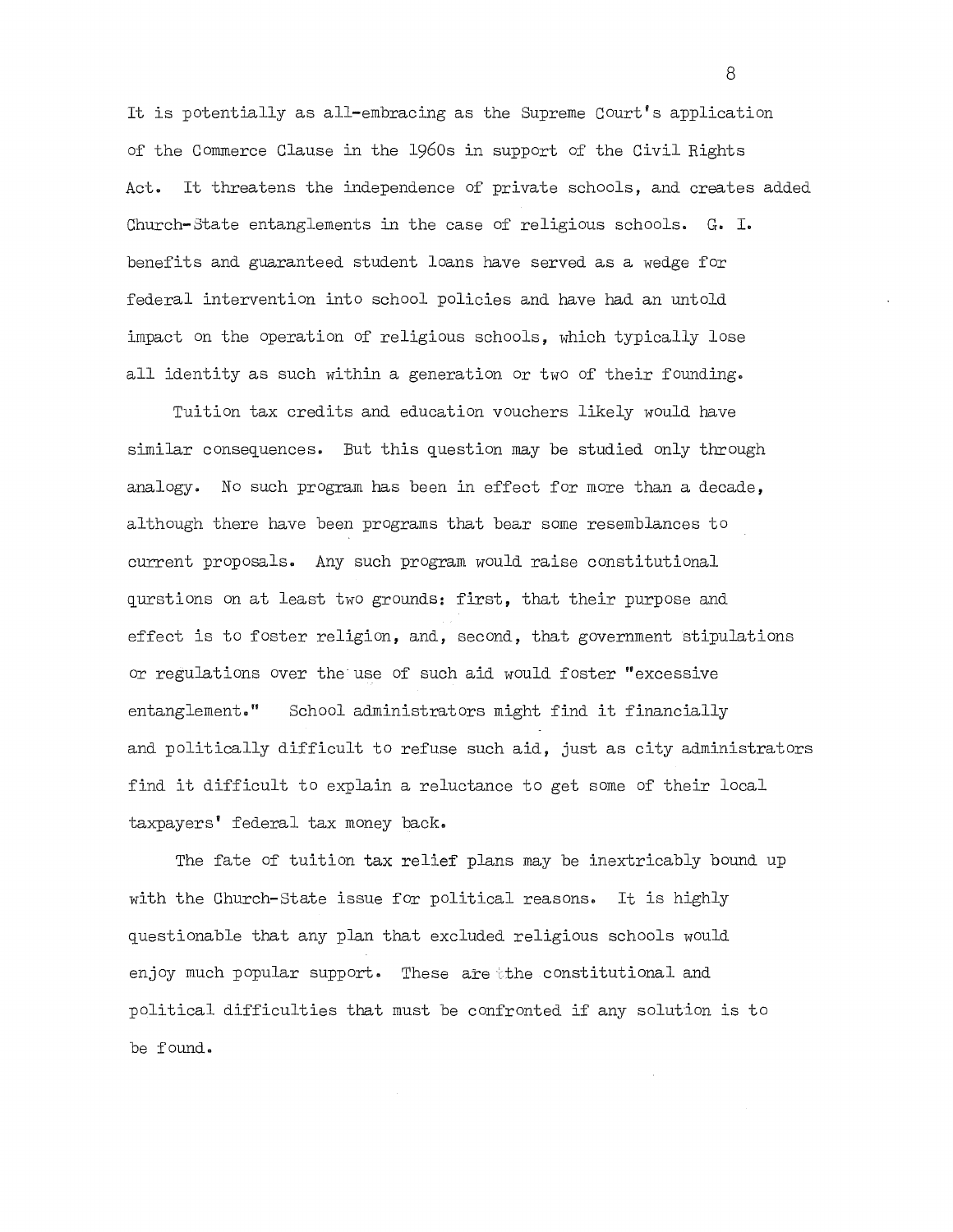It is potentially as all-embracing as the Supreme Court's application of the Commerce Clause in the 1960s in support of the Civil Rights Act. It threatens the independence of private schools, and creates added Church-State entanglements in the case of religious schools. G. I. benefits and guaranteed student loans have served as a wedge for federal intervention into school policies and have had an untold impact on the operation of religious schools, which typically lose all identity as such within a generation or two of their founding.

Tuition tax credits and education vouchers likely would have similar consequences. But this question may be studied only through analogy. No such program has been in effect for more than a decade, although there have been programs that bear some resemblances to current proposals. Any such program would raise constitutional qurstions on at least two grounds: first, that their purpose and effect is to foster religion, and, second, that government stipulations or regulations over the use of such aid would foster "excessive entanglement." School administrators might find it financially and politically difficult to refuse such aid, just as city administrators find it difficult to explain a reluctance to get some of their local taxpayers' federal tax money back.

The fate of tuition tax relief plans may be inextricably bound up with the Church-State issue for political reasons. It is highly questionable that any plan that excluded religious schools would enjoy much popular support. These are the constitutional and political difficulties that must be confronted if any solution is to be found.